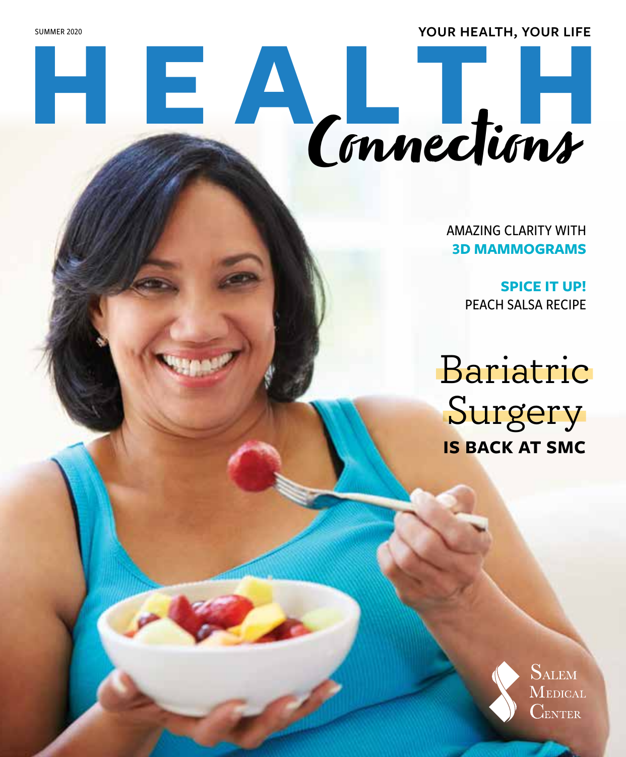SUMMER 2020

YOUR HEALTH, YOUR LIFE

# HEALTH *Connections*

AMAZING CLARITY WITH **3D MAMMOGRAMS**

**SPICE IT UP!** PEACH SALSA RECIPE

## Bariatric Surgery **IS BACK AT SMC**

Salem Medical Center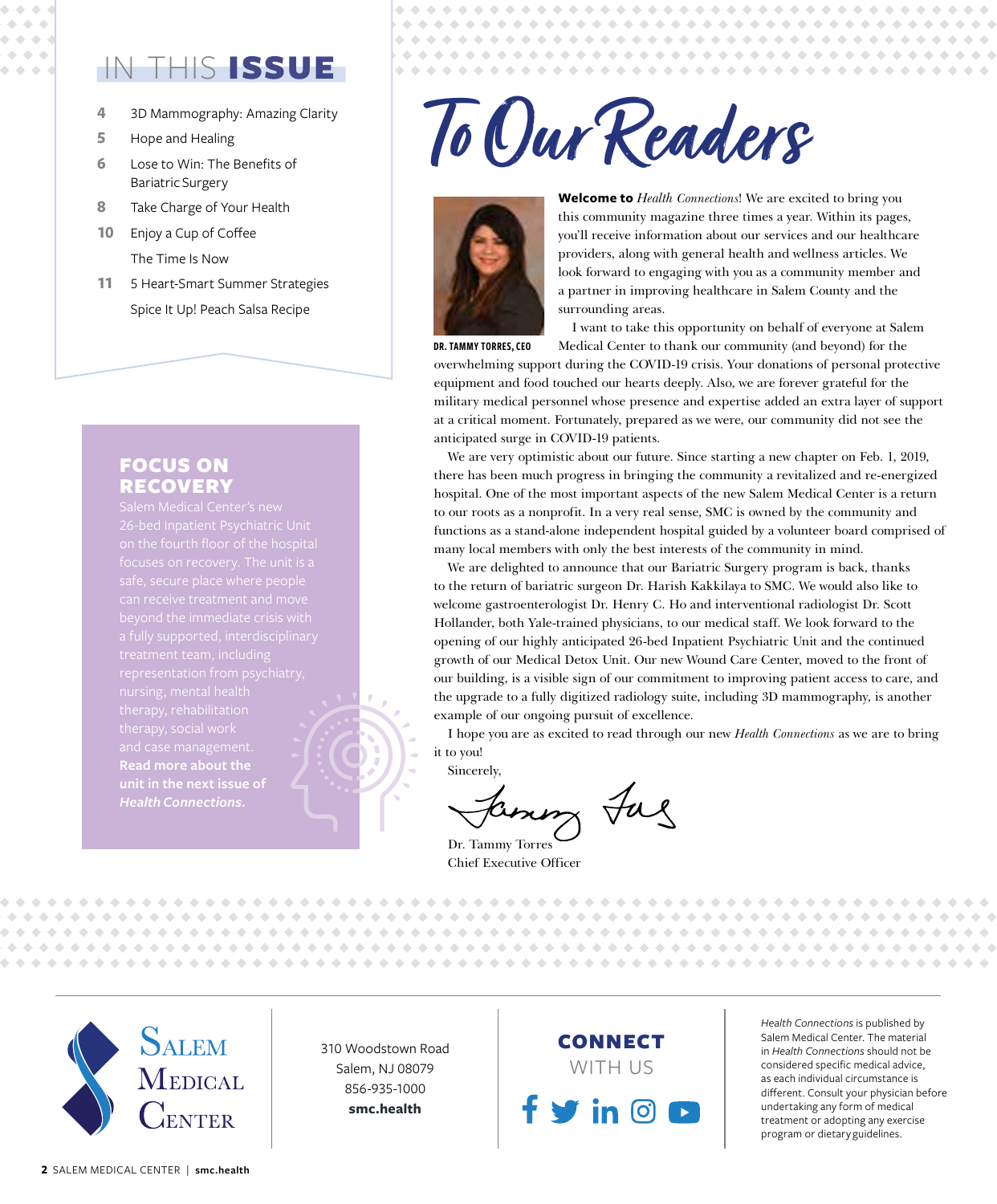## IN THIS ISSUE

- **4** 3D Mammography: Amazing Clarity
- **5** Hope and Healing
- **6** Lose to Win: The Benefits of Bariatric Surgery
- **8** Take Charge of Your Health
- **10** Enjoy a Cup of Coffee
  The Time Is Now
- **11** 5 Heart-Smart Summer Strategies
  Spice It Up! Peach Salsa Recipe

## FOCUS ON RECOVERY

Salem Medical Center's new 26-bed Inpatient Psychiatric Unit on the fourth floor of the hospital focuses on recovery. The unit is a safe, secure place where people can receive treatment and move beyond the immediate crisis with a fully supported, interdisciplinary treatment team, including representation from psychiatry, nursing, mental health therapy, rehabilitation therapy, social work and case management. **Read more about the unit in the next issue of *Health Connections*.**

# To Our Readers

DR. TAMMY TORRES, CEO

**Welcome to** *Health Connections*! We are excited to bring you this community magazine three times a year. Within its pages, you'll receive information about our services and our healthcare providers, along with general health and wellness articles. We look forward to engaging with you as a community member and a partner in improving healthcare in Salem County and the surrounding areas.

I want to take this opportunity on behalf of everyone at Salem Medical Center to thank our community (and beyond) for the overwhelming support during the COVID-19 crisis. Your donations of personal protective equipment and food touched our hearts deeply. Also, we are forever grateful for the military medical personnel whose presence and expertise added an extra layer of support at a critical moment. Fortunately, prepared as we were, our community did not see the anticipated surge in COVID-19 patients.

We are very optimistic about our future. Since starting a new chapter on Feb. 1, 2019, there has been much progress in bringing the community a revitalized and re-energized hospital. One of the most important aspects of the new Salem Medical Center is a return to our roots as a nonprofit. In a very real sense, SMC is owned by the community and functions as a stand-alone independent hospital guided by a volunteer board comprised of many local members with only the best interests of the community in mind.

We are delighted to announce that our Bariatric Surgery program is back, thanks to the return of bariatric surgeon Dr. Harish Kakkilaya to SMC. We would also like to welcome gastroenterologist Dr. Henry C. Ho and interventional radiologist Dr. Scott Hollander, both Yale-trained physicians, to our medical staff. We look forward to the opening of our highly anticipated 26-bed Inpatient Psychiatric Unit and the continued growth of our Medical Detox Unit. Our new Wound Care Center, moved to the front of our building, is a visible sign of our commitment to improving patient access to care, and the upgrade to a fully digitized radiology suite, including 3D mammography, is another example of our ongoing pursuit of excellence.

I hope you are as excited to read through our new *Health Connections* as we are to bring it to you!

Sincerely,

Dr. Tammy Torres
Chief Executive Officer

---

Salem Medical Center

310 Woodstown Road
Salem, NJ 08079
856-935-1000
**smc.health**

**CONNECT** WITH US

*Health Connections* is published by Salem Medical Center. The material in *Health Connections* should not be considered specific medical advice, as each individual circumstance is different. Consult your physician before undertaking any form of medical treatment or adopting any exercise program or dietary guidelines.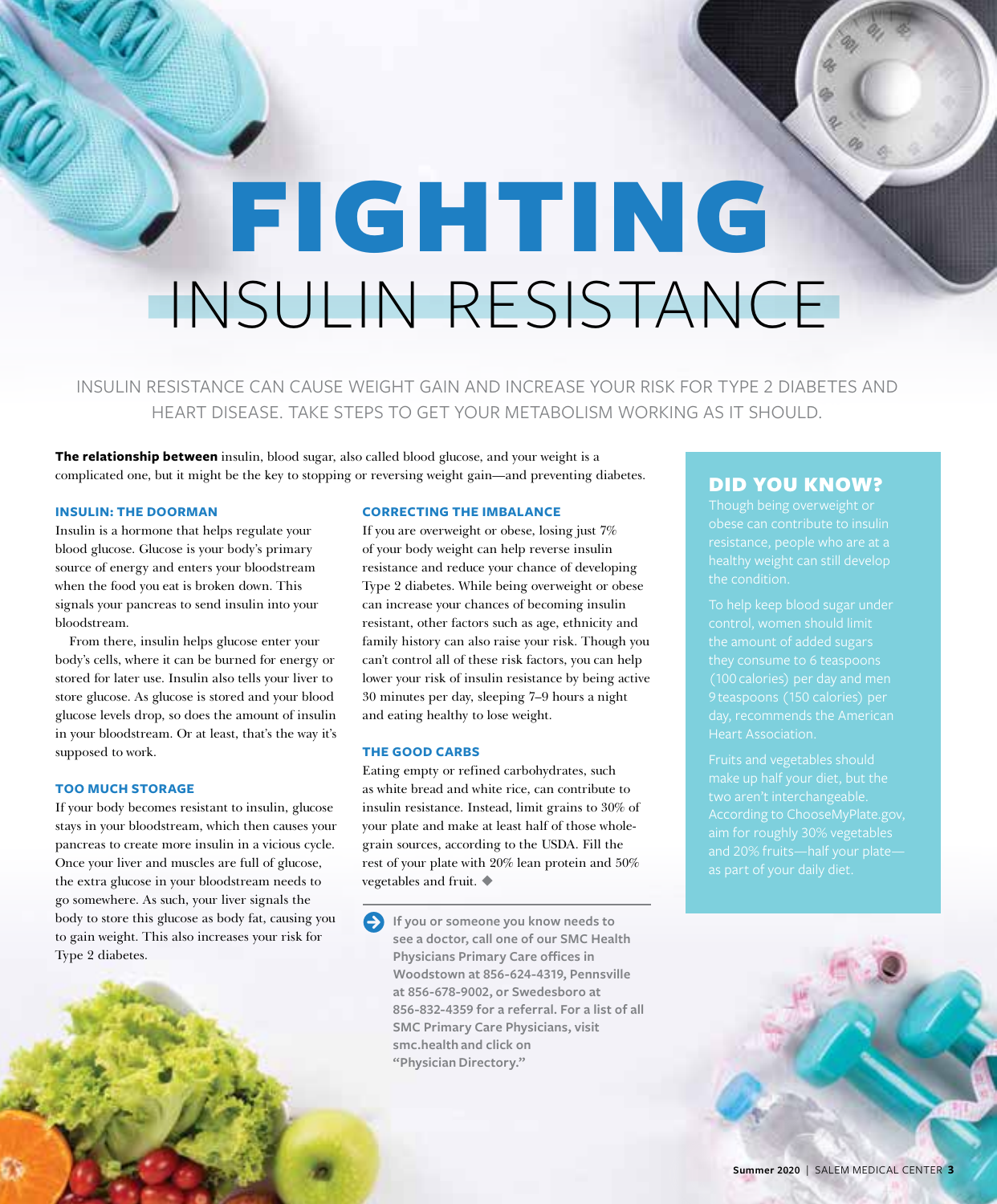# FIGHTING INSULIN RESISTANCE

INSULIN RESISTANCE CAN CAUSE WEIGHT GAIN AND INCREASE YOUR RISK FOR TYPE 2 DIABETES AND HEART DISEASE. TAKE STEPS TO GET YOUR METABOLISM WORKING AS IT SHOULD.

**The relationship between** insulin, blood sugar, also called blood glucose, and your weight is a complicated one, but it might be the key to stopping or reversing weight gain—and preventing diabetes.

### INSULIN: THE DOORMAN

Insulin is a hormone that helps regulate your blood glucose. Glucose is your body's primary source of energy and enters your bloodstream when the food you eat is broken down. This signals your pancreas to send insulin into your bloodstream.

From there, insulin helps glucose enter your body's cells, where it can be burned for energy or stored for later use. Insulin also tells your liver to store glucose. As glucose is stored and your blood glucose levels drop, so does the amount of insulin in your bloodstream. Or at least, that's the way it's supposed to work.

### TOO MUCH STORAGE

If your body becomes resistant to insulin, glucose stays in your bloodstream, which then causes your pancreas to create more insulin in a vicious cycle. Once your liver and muscles are full of glucose, the extra glucose in your bloodstream needs to go somewhere. As such, your liver signals the body to store this glucose as body fat, causing you to gain weight. This also increases your risk for Type 2 diabetes.

### CORRECTING THE IMBALANCE

If you are overweight or obese, losing just 7% of your body weight can help reverse insulin resistance and reduce your chance of developing Type 2 diabetes. While being overweight or obese can increase your chances of becoming insulin resistant, other factors such as age, ethnicity and family history can also raise your risk. Though you can't control all of these risk factors, you can help lower your risk of insulin resistance by being active 30 minutes per day, sleeping 7–9 hours a night and eating healthy to lose weight.

### THE GOOD CARBS

Eating empty or refined carbohydrates, such as white bread and white rice, can contribute to insulin resistance. Instead, limit grains to 30% of your plate and make at least half of those whole-grain sources, according to the USDA. Fill the rest of your plate with 20% lean protein and 50% vegetables and fruit. ◆

**If you or someone you know needs to see a doctor, call one of our SMC Health Physicians Primary Care offices in Woodstown at 856-624-4319, Pennsville at 856-678-9002, or Swedesboro at 856-832-4359 for a referral. For a list of all SMC Primary Care Physicians, visit smc.health and click on "Physician Directory."**

## DID YOU KNOW?

Though being overweight or obese can contribute to insulin resistance, people who are at a healthy weight can still develop the condition.

To help keep blood sugar under control, women should limit the amount of added sugars they consume to 6 teaspoons (100 calories) per day and men 9 teaspoons (150 calories) per day, recommends the American Heart Association.

Fruits and vegetables should make up half your diet, but the two aren't interchangeable. According to ChooseMyPlate.gov, aim for roughly 30% vegetables and 20% fruits—half your plate—as part of your daily diet.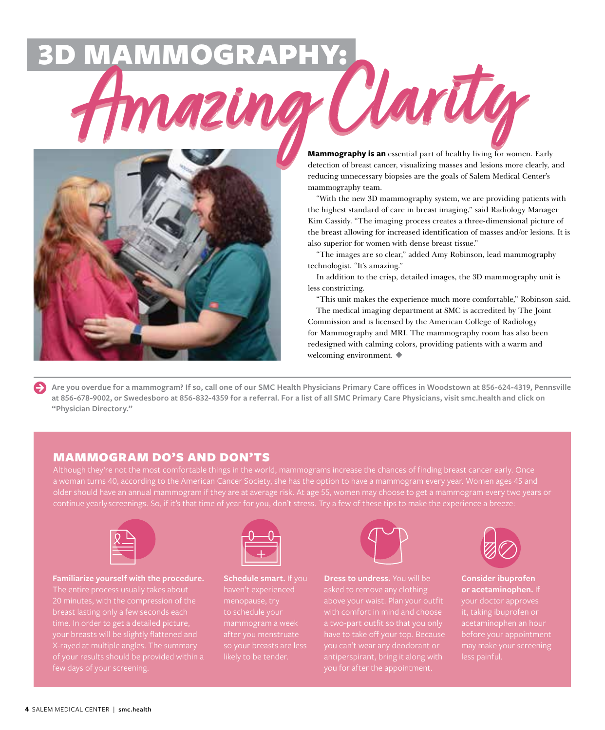# 3D MAMMOGRAPHY: Amazing Clarity

**Mammography is an** essential part of healthy living for women. Early detection of breast cancer, visualizing masses and lesions more clearly, and reducing unnecessary biopsies are the goals of Salem Medical Center's mammography team.

"With the new 3D mammography system, we are providing patients with the highest standard of care in breast imaging," said Radiology Manager Kim Cassidy. "The imaging process creates a three-dimensional picture of the breast allowing for increased identification of masses and/or lesions. It is also superior for women with dense breast tissue."

"The images are so clear," added Amy Robinson, lead mammography technologist. "It's amazing."

In addition to the crisp, detailed images, the 3D mammography unit is less constricting.

"This unit makes the experience much more comfortable," Robinson said.

The medical imaging department at SMC is accredited by The Joint Commission and is licensed by the American College of Radiology for Mammography and MRI. The mammography room has also been redesigned with calming colors, providing patients with a warm and welcoming environment. ◆

**Are you overdue for a mammogram? If so, call one of our SMC Health Physicians Primary Care offices in Woodstown at 856-624-4319, Pennsville at 856-678-9002, or Swedesboro at 856-832-4359 for a referral. For a list of all SMC Primary Care Physicians, visit smc.health and click on "Physician Directory."**

## MAMMOGRAM DO'S AND DON'TS

Although they're not the most comfortable things in the world, mammograms increase the chances of finding breast cancer early. Once a woman turns 40, according to the American Cancer Society, she has the option to have a mammogram every year. Women ages 45 and older should have an annual mammogram if they are at average risk. At age 55, women may choose to get a mammogram every two years or continue yearly screenings. So, if it's that time of year for you, don't stress. Try a few of these tips to make the experience a breeze:

**Familiarize yourself with the procedure.** The entire process usually takes about 20 minutes, with the compression of the breast lasting only a few seconds each time. In order to get a detailed picture, your breasts will be slightly flattened and X-rayed at multiple angles. The summary of your results should be provided within a few days of your screening.

**Schedule smart.** If you haven't experienced menopause, try to schedule your mammogram a week after you menstruate so your breasts are less likely to be tender.

**Dress to undress.** You will be asked to remove any clothing above your waist. Plan your outfit with comfort in mind and choose a two-part outfit so that you only have to take off your top. Because you can't wear any deodorant or antiperspirant, bring it along with you for after the appointment.

**Consider ibuprofen or acetaminophen.** If your doctor approves it, taking ibuprofen or acetaminophen an hour before your appointment may make your screening less painful.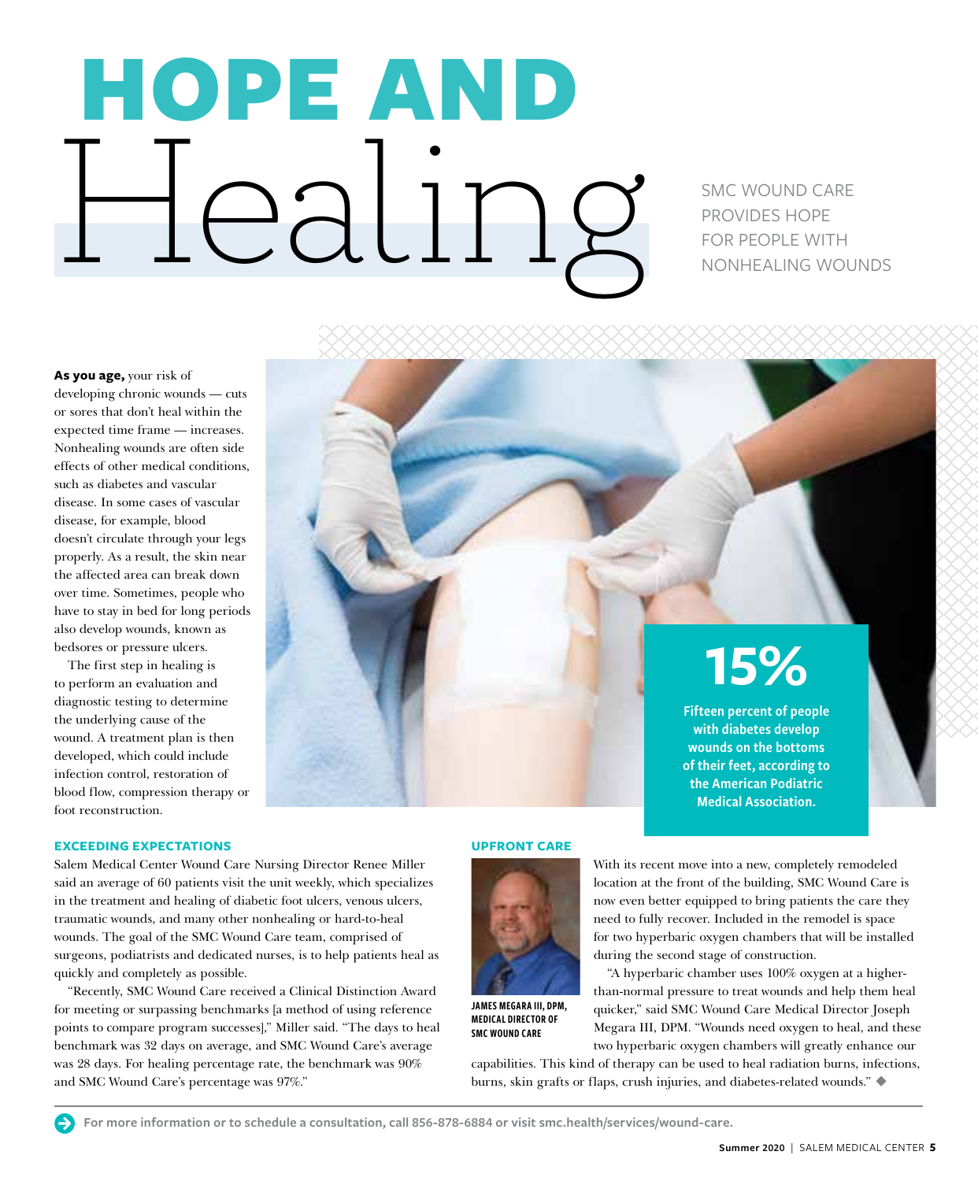# HOPE AND Healing

SMC WOUND CARE PROVIDES HOPE FOR PEOPLE WITH NONHEALING WOUNDS

**As you age,** your risk of developing chronic wounds — cuts or sores that don't heal within the expected time frame — increases. Nonhealing wounds are often side effects of other medical conditions, such as diabetes and vascular disease. In some cases of vascular disease, for example, blood doesn't circulate through your legs properly. As a result, the skin near the affected area can break down over time. Sometimes, people who have to stay in bed for long periods also develop wounds, known as bedsores or pressure ulcers.

The first step in healing is to perform an evaluation and diagnostic testing to determine the underlying cause of the wound. A treatment plan is then developed, which could include infection control, restoration of blood flow, compression therapy or foot reconstruction.

**15%**

**Fifteen percent of people with diabetes develop wounds on the bottoms of their feet, according to the American Podiatric Medical Association.**

### EXCEEDING EXPECTATIONS

Salem Medical Center Wound Care Nursing Director Renee Miller said an average of 60 patients visit the unit weekly, which specializes in the treatment and healing of diabetic foot ulcers, venous ulcers, traumatic wounds, and many other nonhealing or hard-to-heal wounds. The goal of the SMC Wound Care team, comprised of surgeons, podiatrists and dedicated nurses, is to help patients heal as quickly and completely as possible.

"Recently, SMC Wound Care received a Clinical Distinction Award for meeting or surpassing benchmarks [a method of using reference points to compare program successes]," Miller said. "The days to heal benchmark was 32 days on average, and SMC Wound Care's average was 28 days. For healing percentage rate, the benchmark was 90% and SMC Wound Care's percentage was 97%."

### UPFRONT CARE

JAMES MEGARA III, DPM, MEDICAL DIRECTOR OF SMC WOUND CARE

With its recent move into a new, completely remodeled location at the front of the building, SMC Wound Care is now even better equipped to bring patients the care they need to fully recover. Included in the remodel is space for two hyperbaric oxygen chambers that will be installed during the second stage of construction.

"A hyperbaric chamber uses 100% oxygen at a higher-than-normal pressure to treat wounds and help them heal quicker," said SMC Wound Care Medical Director Joseph Megara III, DPM. "Wounds need oxygen to heal, and these two hyperbaric oxygen chambers will greatly enhance our capabilities. This kind of therapy can be used to heal radiation burns, infections, burns, skin grafts or flaps, crush injuries, and diabetes-related wounds." ◆

**For more information or to schedule a consultation, call 856-878-6884 or visit smc.health/services/wound-care.**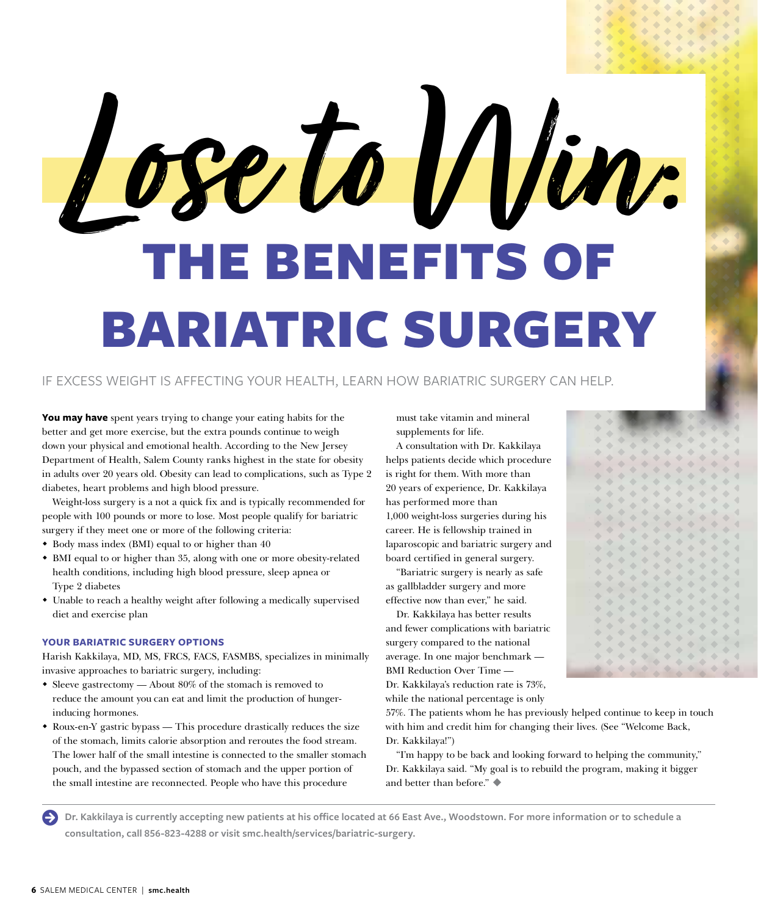# Lose to Win: THE BENEFITS OF BARIATRIC SURGERY

IF EXCESS WEIGHT IS AFFECTING YOUR HEALTH, LEARN HOW BARIATRIC SURGERY CAN HELP.

**You may have** spent years trying to change your eating habits for the better and get more exercise, but the extra pounds continue to weigh down your physical and emotional health. According to the New Jersey Department of Health, Salem County ranks highest in the state for obesity in adults over 20 years old. Obesity can lead to complications, such as Type 2 diabetes, heart problems and high blood pressure.

Weight-loss surgery is a not a quick fix and is typically recommended for people with 100 pounds or more to lose. Most people qualify for bariatric surgery if they meet one or more of the following criteria:

- Body mass index (BMI) equal to or higher than 40
- BMI equal to or higher than 35, along with one or more obesity-related health conditions, including high blood pressure, sleep apnea or Type 2 diabetes
- Unable to reach a healthy weight after following a medically supervised diet and exercise plan

### YOUR BARIATRIC SURGERY OPTIONS

Harish Kakkilaya, MD, MS, FRCS, FACS, FASMBS, specializes in minimally invasive approaches to bariatric surgery, including:

- Sleeve gastrectomy — About 80% of the stomach is removed to reduce the amount you can eat and limit the production of hunger-inducing hormones.
- Roux-en-Y gastric bypass — This procedure drastically reduces the size of the stomach, limits calorie absorption and reroutes the food stream. The lower half of the small intestine is connected to the smaller stomach pouch, and the bypassed section of stomach and the upper portion of the small intestine are reconnected. People who have this procedure must take vitamin and mineral supplements for life.

A consultation with Dr. Kakkilaya helps patients decide which procedure is right for them. With more than 20 years of experience, Dr. Kakkilaya has performed more than 1,000 weight-loss surgeries during his career. He is fellowship trained in laparoscopic and bariatric surgery and board certified in general surgery.

"Bariatric surgery is nearly as safe as gallbladder surgery and more effective now than ever," he said.

Dr. Kakkilaya has better results and fewer complications with bariatric surgery compared to the national average. In one major benchmark — BMI Reduction Over Time — Dr. Kakkilaya's reduction rate is 73%, while the national percentage is only 57%. The patients whom he has previously helped continue to keep in touch with him and credit him for changing their lives. (See "Welcome Back, Dr. Kakkilaya!")

"I'm happy to be back and looking forward to helping the community," Dr. Kakkilaya said. "My goal is to rebuild the program, making it bigger and better than before." ◆

**Dr. Kakkilaya is currently accepting new patients at his office located at 66 East Ave., Woodstown. For more information or to schedule a consultation, call 856-823-4288 or visit smc.health/services/bariatric-surgery.**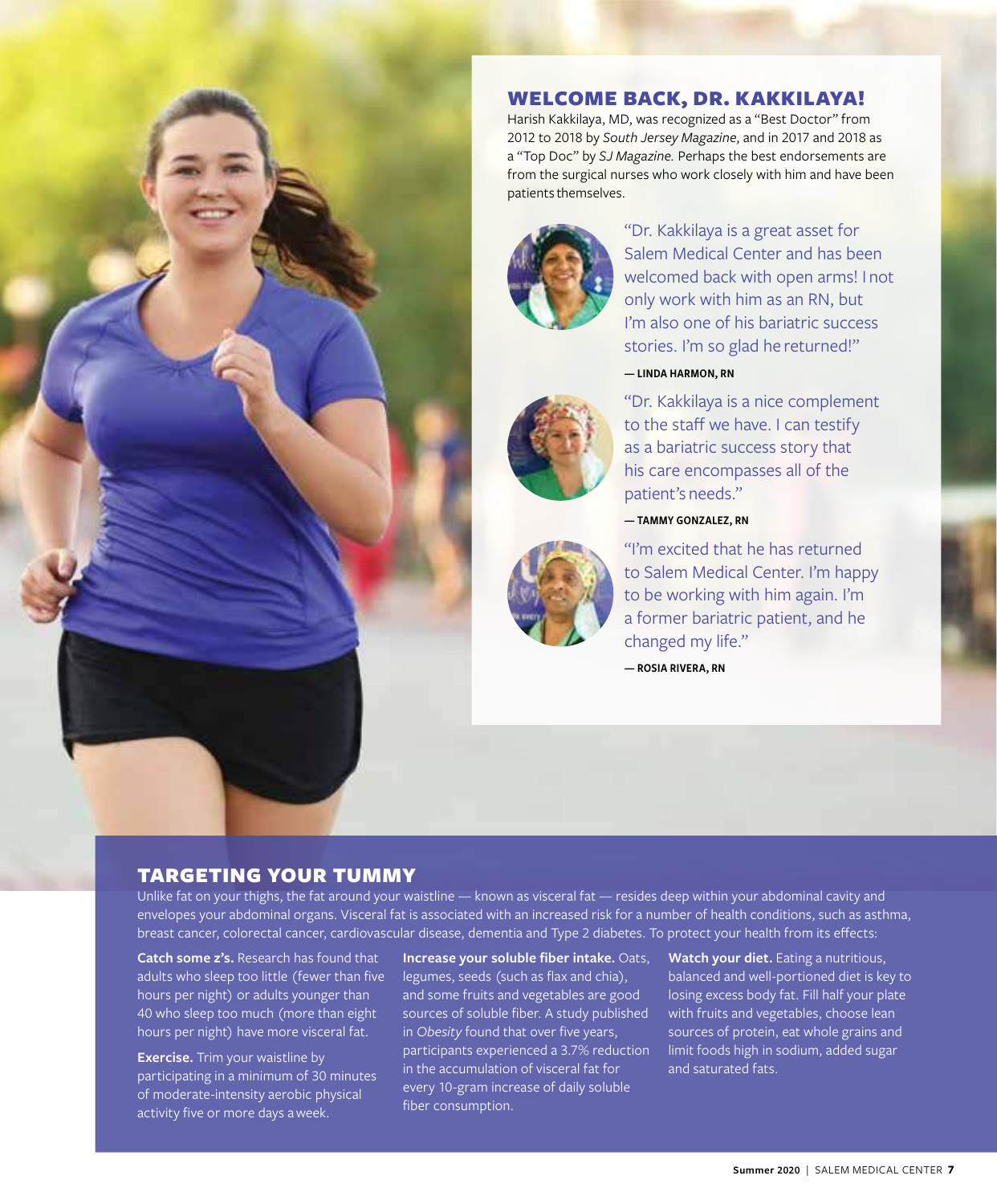## WELCOME BACK, DR. KAKKILAYA!

Harish Kakkilaya, MD, was recognized as a "Best Doctor" from 2012 to 2018 by *South Jersey Magazine*, and in 2017 and 2018 as a "Top Doc" by *SJ Magazine*. Perhaps the best endorsements are from the surgical nurses who work closely with him and have been patients themselves.

"Dr. Kakkilaya is a great asset for Salem Medical Center and has been welcomed back with open arms! I not only work with him as an RN, but I'm also one of his bariatric success stories. I'm so glad he returned!"

**— LINDA HARMON, RN**

"Dr. Kakkilaya is a nice complement to the staff we have. I can testify as a bariatric success story that his care encompasses all of the patient's needs."

**— TAMMY GONZALEZ, RN**

"I'm excited that he has returned to Salem Medical Center. I'm happy to be working with him again. I'm a former bariatric patient, and he changed my life."

**— ROSIA RIVERA, RN**

## TARGETING YOUR TUMMY

Unlike fat on your thighs, the fat around your waistline — known as visceral fat — resides deep within your abdominal cavity and envelopes your abdominal organs. Visceral fat is associated with an increased risk for a number of health conditions, such as asthma, breast cancer, colorectal cancer, cardiovascular disease, dementia and Type 2 diabetes. To protect your health from its effects:

**Catch some z's.** Research has found that adults who sleep too little (fewer than five hours per night) or adults younger than 40 who sleep too much (more than eight hours per night) have more visceral fat.

**Exercise.** Trim your waistline by participating in a minimum of 30 minutes of moderate-intensity aerobic physical activity five or more days a week.

**Increase your soluble fiber intake.** Oats, legumes, seeds (such as flax and chia), and some fruits and vegetables are good sources of soluble fiber. A study published in *Obesity* found that over five years, participants experienced a 3.7% reduction in the accumulation of visceral fat for every 10-gram increase of daily soluble fiber consumption.

**Watch your diet.** Eating a nutritious, balanced and well-portioned diet is key to losing excess body fat. Fill half your plate with fruits and vegetables, choose lean sources of protein, eat whole grains and limit foods high in sodium, added sugar and saturated fats.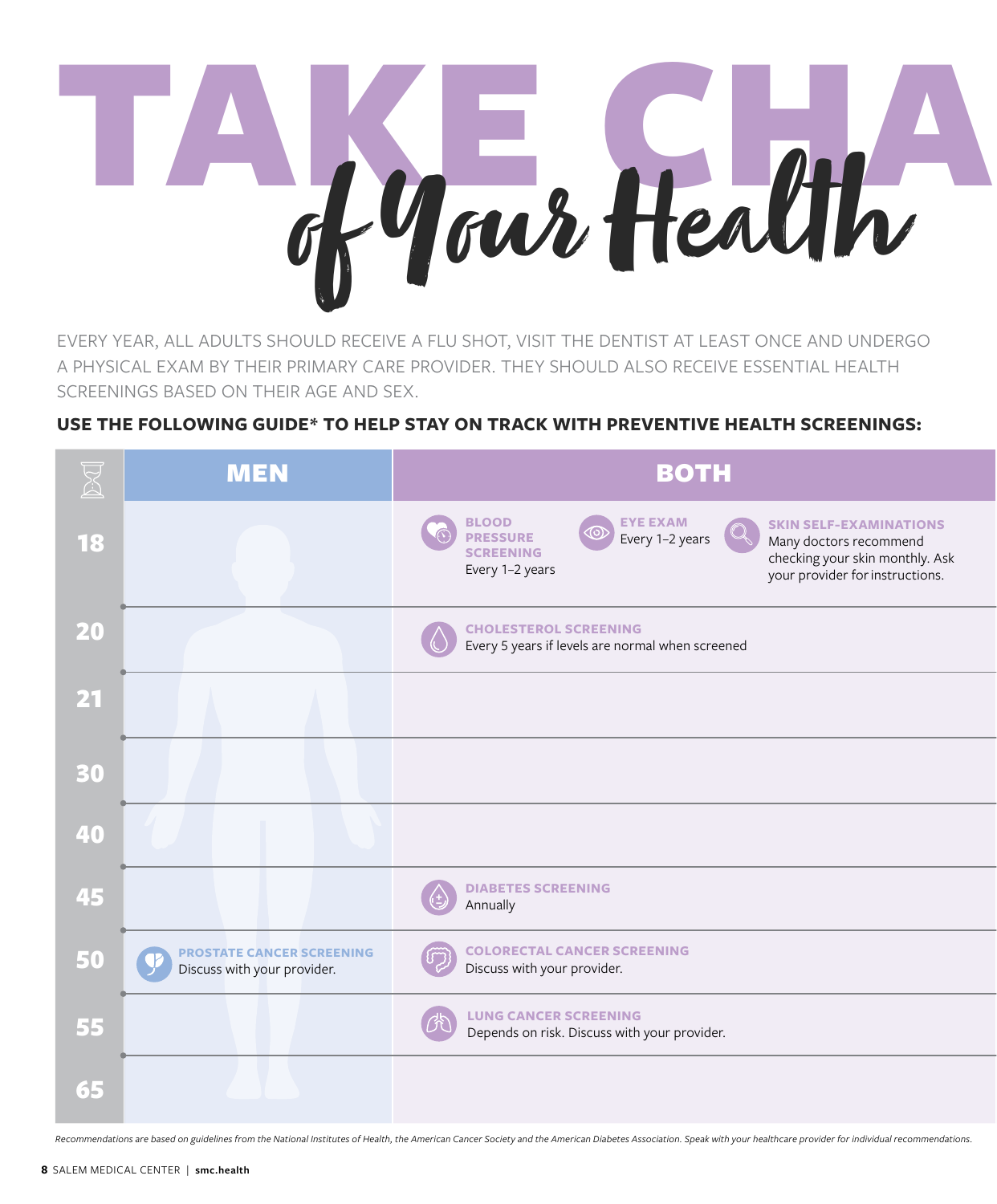# TAKE CHARGE of Your Health

EVERY YEAR, ALL ADULTS SHOULD RECEIVE A FLU SHOT, VISIT THE DENTIST AT LEAST ONCE AND UNDERGO A PHYSICAL EXAM BY THEIR PRIMARY CARE PROVIDER. THEY SHOULD ALSO RECEIVE ESSENTIAL HEALTH SCREENINGS BASED ON THEIR AGE AND SEX.

**USE THE FOLLOWING GUIDE* TO HELP STAY ON TRACK WITH PREVENTIVE HEALTH SCREENINGS:**

| Age | MEN | BOTH |
|---|---|---|
| 18 | | **BLOOD PRESSURE SCREENING** Every 1–2 years; **EYE EXAM** Every 1–2 years; **SKIN SELF-EXAMINATIONS** Many doctors recommend checking your skin monthly. Ask your provider for instructions. |
| 20 | | **CHOLESTEROL SCREENING** Every 5 years if levels are normal when screened |
| 21 | | |
| 30 | | |
| 40 | | |
| 45 | | **DIABETES SCREENING** Annually |
| 50 | **PROSTATE CANCER SCREENING** Discuss with your provider. | **COLORECTAL CANCER SCREENING** Discuss with your provider. |
| 55 | | **LUNG CANCER SCREENING** Depends on risk. Discuss with your provider. |
| 65 | | |

*Recommendations are based on guidelines from the National Institutes of Health, the American Cancer Society and the American Diabetes Association. Speak with your healthcare provider for individual recommendations.*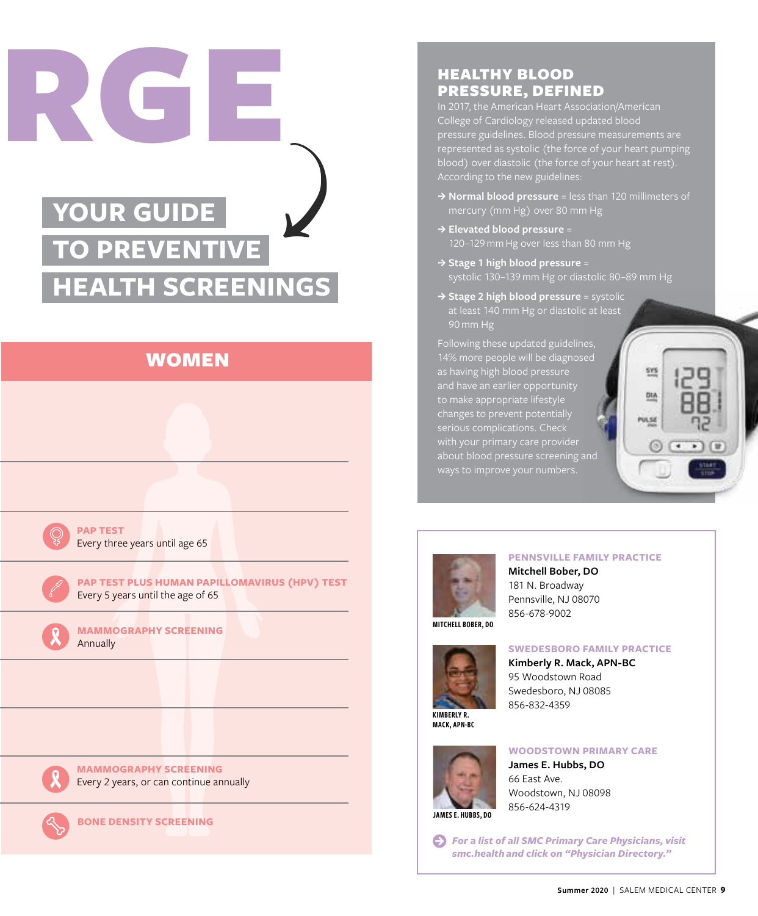RGE

# YOUR GUIDE TO PREVENTIVE HEALTH SCREENINGS

## WOMEN

**PAP TEST**
Every three years until age 65

**PAP TEST PLUS HUMAN PAPILLOMAVIRUS (HPV) TEST**
Every 5 years until the age of 65

**MAMMOGRAPHY SCREENING**
Annually

**MAMMOGRAPHY SCREENING**
Every 2 years, or can continue annually

**BONE DENSITY SCREENING**

## HEALTHY BLOOD PRESSURE, DEFINED

In 2017, the American Heart Association/American College of Cardiology released updated blood pressure guidelines. Blood pressure measurements are represented as systolic (the force of your heart pumping blood) over diastolic (the force of your heart at rest). According to the new guidelines:

→ **Normal blood pressure** = less than 120 millimeters of mercury (mm Hg) over 80 mm Hg

→ **Elevated blood pressure** = 120–129 mm Hg over less than 80 mm Hg

→ **Stage 1 high blood pressure** = systolic 130–139 mm Hg or diastolic 80–89 mm Hg

→ **Stage 2 high blood pressure** = systolic at least 140 mm Hg or diastolic at least 90 mm Hg

Following these updated guidelines, 14% more people will be diagnosed as having high blood pressure and have an earlier opportunity to make appropriate lifestyle changes to prevent potentially serious complications. Check with your primary care provider about blood pressure screening and ways to improve your numbers.

**PENNSVILLE FAMILY PRACTICE**
**Mitchell Bober, DO**
181 N. Broadway
Pennsville, NJ 08070
856-678-9002

MITCHELL BOBER, DO

**SWEDESBORO FAMILY PRACTICE**
**Kimberly R. Mack, APN-BC**
95 Woodstown Road
Swedesboro, NJ 08085
856-832-4359

KIMBERLY R. MACK, APN-BC

**WOODSTOWN PRIMARY CARE**
**James E. Hubbs, DO**
66 East Ave.
Woodstown, NJ 08098
856-624-4319

JAMES E. HUBBS, DO

*For a list of all SMC Primary Care Physicians, visit smc.health and click on "Physician Directory."*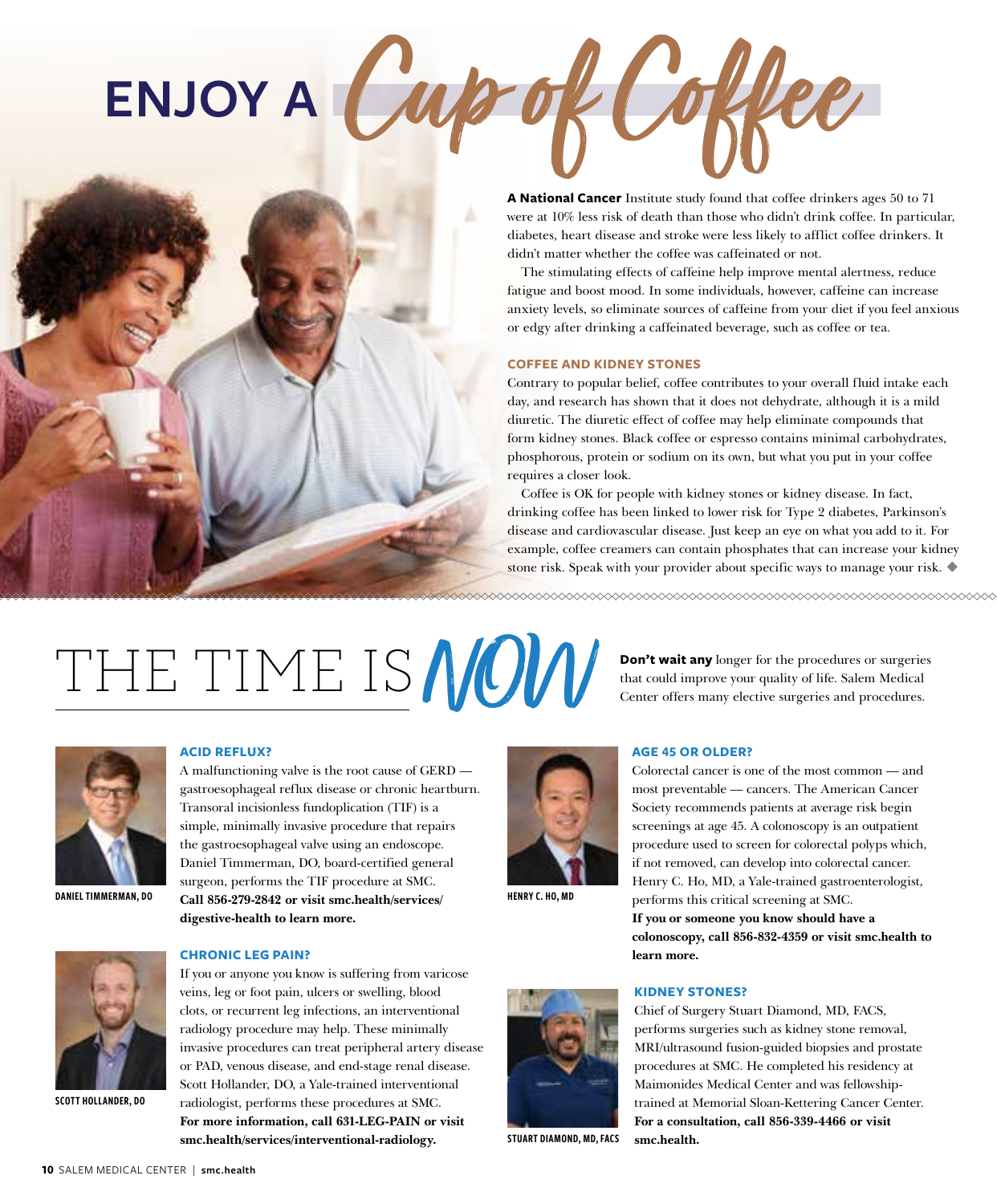# ENJOY A Cup of Coffee

**A National Cancer** Institute study found that coffee drinkers ages 50 to 71 were at 10% less risk of death than those who didn't drink coffee. In particular, diabetes, heart disease and stroke were less likely to afflict coffee drinkers. It didn't matter whether the coffee was caffeinated or not.

The stimulating effects of caffeine help improve mental alertness, reduce fatigue and boost mood. In some individuals, however, caffeine can increase anxiety levels, so eliminate sources of caffeine from your diet if you feel anxious or edgy after drinking a caffeinated beverage, such as coffee or tea.

### COFFEE AND KIDNEY STONES

Contrary to popular belief, coffee contributes to your overall fluid intake each day, and research has shown that it does not dehydrate, although it is a mild diuretic. The diuretic effect of coffee may help eliminate compounds that form kidney stones. Black coffee or espresso contains minimal carbohydrates, phosphorous, protein or sodium on its own, but what you put in your coffee requires a closer look.

Coffee is OK for people with kidney stones or kidney disease. In fact, drinking coffee has been linked to lower risk for Type 2 diabetes, Parkinson's disease and cardiovascular disease. Just keep an eye on what you add to it. For example, coffee creamers can contain phosphates that can increase your kidney stone risk. Speak with your provider about specific ways to manage your risk. ◆

# THE TIME IS NOW

**Don't wait any** longer for the procedures or surgeries that could improve your quality of life. Salem Medical Center offers many elective surgeries and procedures.

### ACID REFLUX?

DANIEL TIMMERMAN, DO

A malfunctioning valve is the root cause of GERD — gastroesophageal reflux disease or chronic heartburn. Transoral incisionless fundoplication (TIF) is a simple, minimally invasive procedure that repairs the gastroesophageal valve using an endoscope. Daniel Timmerman, DO, board-certified general surgeon, performs the TIF procedure at SMC. **Call 856-279-2842 or visit smc.health/services/digestive-health to learn more.**

### CHRONIC LEG PAIN?

SCOTT HOLLANDER, DO

If you or anyone you know is suffering from varicose veins, leg or foot pain, ulcers or swelling, blood clots, or recurrent leg infections, an interventional radiology procedure may help. These minimally invasive procedures can treat peripheral artery disease or PAD, venous disease, and end-stage renal disease. Scott Hollander, DO, a Yale-trained interventional radiologist, performs these procedures at SMC. **For more information, call 631-LEG-PAIN or visit smc.health/services/interventional-radiology.**

### AGE 45 OR OLDER?

HENRY C. HO, MD

Colorectal cancer is one of the most common — and most preventable — cancers. The American Cancer Society recommends patients at average risk begin screenings at age 45. A colonoscopy is an outpatient procedure used to screen for colorectal polyps which, if not removed, can develop into colorectal cancer. Henry C. Ho, MD, a Yale-trained gastroenterologist, performs this critical screening at SMC. **If you or someone you know should have a colonoscopy, call 856-832-4359 or visit smc.health to learn more.**

### KIDNEY STONES?

STUART DIAMOND, MD, FACS

Chief of Surgery Stuart Diamond, MD, FACS, performs surgeries such as kidney stone removal, MRI/ultrasound fusion-guided biopsies and prostate procedures at SMC. He completed his residency at Maimonides Medical Center and was fellowship-trained at Memorial Sloan-Kettering Cancer Center. **For a consultation, call 856-339-4466 or visit smc.health.**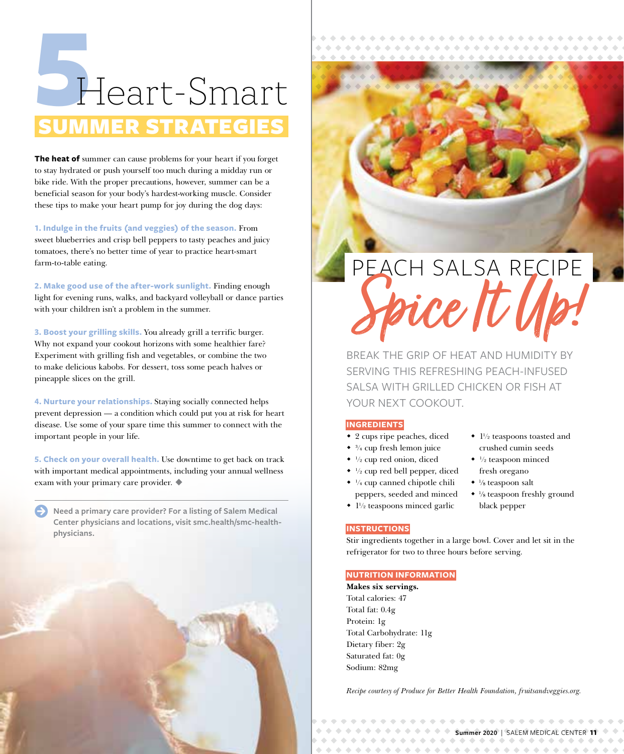# 5 Heart-Smart SUMMER STRATEGIES

**The heat of** summer can cause problems for your heart if you forget to stay hydrated or push yourself too much during a midday run or bike ride. With the proper precautions, however, summer can be a beneficial season for your body's hardest-working muscle. Consider these tips to make your heart pump for joy during the dog days:

**1. Indulge in the fruits (and veggies) of the season.** From sweet blueberries and crisp bell peppers to tasty peaches and juicy tomatoes, there's no better time of year to practice heart-smart farm-to-table eating.

**2. Make good use of the after-work sunlight.** Finding enough light for evening runs, walks, and backyard volleyball or dance parties with your children isn't a problem in the summer.

**3. Boost your grilling skills.** You already grill a terrific burger. Why not expand your cookout horizons with some healthier fare? Experiment with grilling fish and vegetables, or combine the two to make delicious kabobs. For dessert, toss some peach halves or pineapple slices on the grill.

**4. Nurture your relationships.** Staying socially connected helps prevent depression — a condition which could put you at risk for heart disease. Use some of your spare time this summer to connect with the important people in your life.

**5. Check on your overall health.** Use downtime to get back on track with important medical appointments, including your annual wellness exam with your primary care provider. ◆

**Need a primary care provider? For a listing of Salem Medical Center physicians and locations, visit smc.health/smc-health-physicians.**

# PEACH SALSA RECIPE

## Spice It Up!

BREAK THE GRIP OF HEAT AND HUMIDITY BY SERVING THIS REFRESHING PEACH-INFUSED SALSA WITH GRILLED CHICKEN OR FISH AT YOUR NEXT COOKOUT.

### INGREDIENTS

- 2 cups ripe peaches, diced
- ¾ cup fresh lemon juice
- ½ cup red onion, diced
- ½ cup red bell pepper, diced
- ¼ cup canned chipotle chili peppers, seeded and minced
- 1½ teaspoons minced garlic
- 1½ teaspoons toasted and crushed cumin seeds
- ½ teaspoon minced fresh oregano
- ⅛ teaspoon salt
- ⅛ teaspoon freshly ground black pepper

### INSTRUCTIONS

Stir ingredients together in a large bowl. Cover and let sit in the refrigerator for two to three hours before serving.

### NUTRITION INFORMATION

**Makes six servings.**
Total calories: 47
Total fat: 0.4g
Protein: 1g
Total Carbohydrate: 11g
Dietary fiber: 2g
Saturated fat: 0g
Sodium: 82mg

*Recipe courtesy of Produce for Better Health Foundation, fruitsandveggies.org.*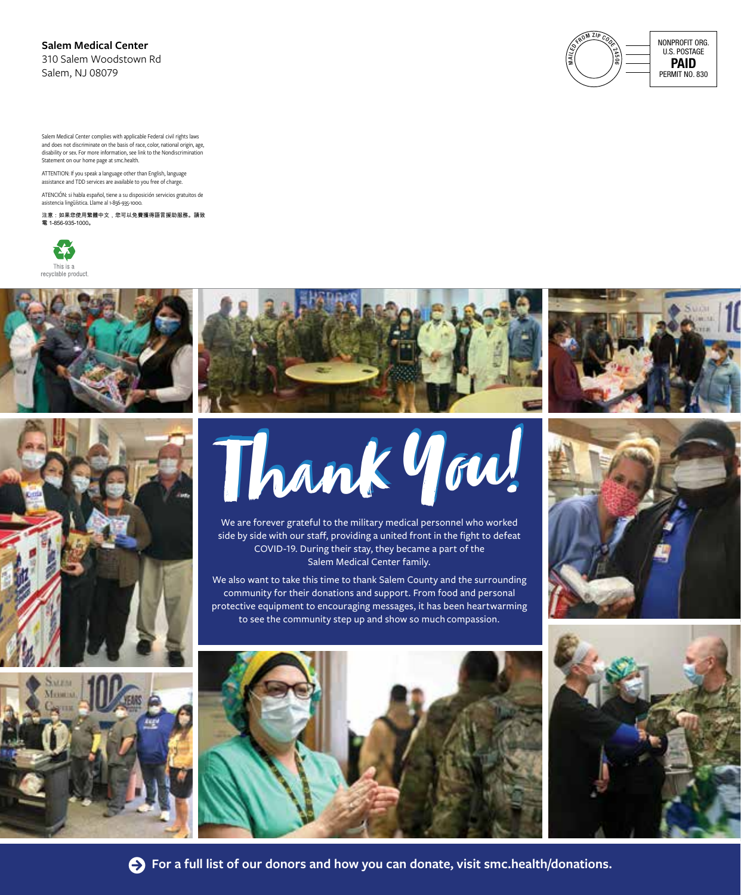**Salem Medical Center**
310 Salem Woodstown Rd
Salem, NJ 08079

MAILED FROM ZIP CODE 24506

NONPROFIT ORG.
U.S. POSTAGE
**PAID**
PERMIT NO. 830

Salem Medical Center complies with applicable Federal civil rights laws and does not discriminate on the basis of race, color, national origin, age, disability or sex. For more information, see link to the Nondiscrimination Statement on our home page at smc.health.

ATTENTION: If you speak a language other than English, language assistance and TDD services are available to you free of charge.

ATENCIÓN: si habla español, tiene a su disposición servicios gratuitos de asistencia lingüística. Llame al 1-856-935-1000.

注意：如果您使用繁體中文，您可以免費獲得語言援助服務。請致電 1-856-935-1000。

This is a recyclable product.

# Thank You!

We are forever grateful to the military medical personnel who worked side by side with our staff, providing a united front in the fight to defeat COVID-19. During their stay, they became a part of the Salem Medical Center family.

We also want to take this time to thank Salem County and the surrounding community for their donations and support. From food and personal protective equipment to encouraging messages, it has been heartwarming to see the community step up and show so much compassion.

**For a full list of our donors and how you can donate, visit smc.health/donations.**